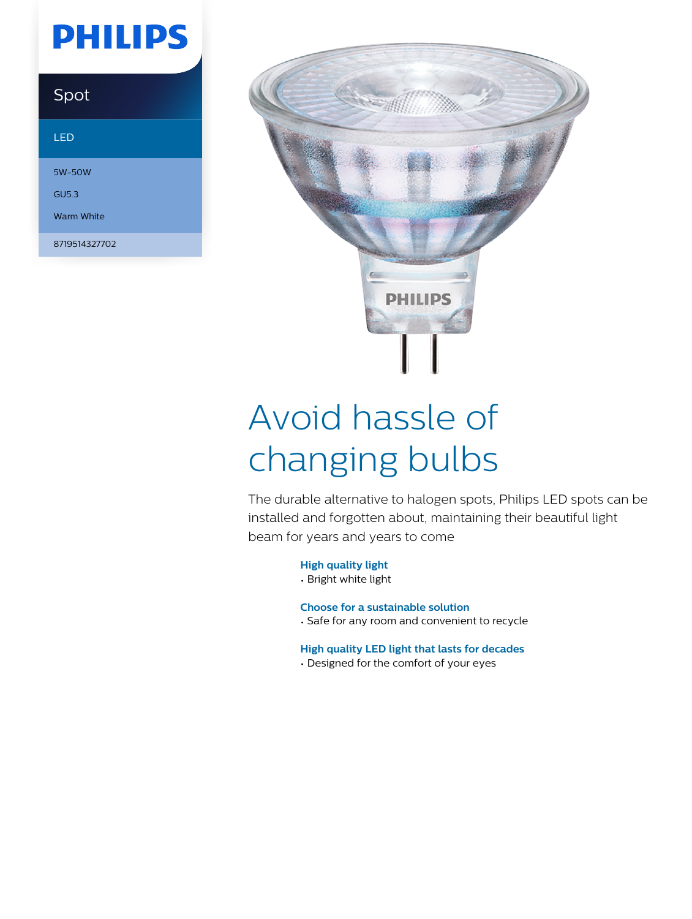PHILIPS

Spot

LED

5W-50W

GU5.3

Warm White

8719514327702

# Avoid hassle of changing bulbs

The durable alternative to halogen spots, Philips LED spots can be installed and forgotten about, maintaining their beautiful light beam for years and years to come

**High quality light**
- Bright white light

**Choose for a sustainable solution**
- Safe for any room and convenient to recycle

**High quality LED light that lasts for decades**
- Designed for the comfort of your eyes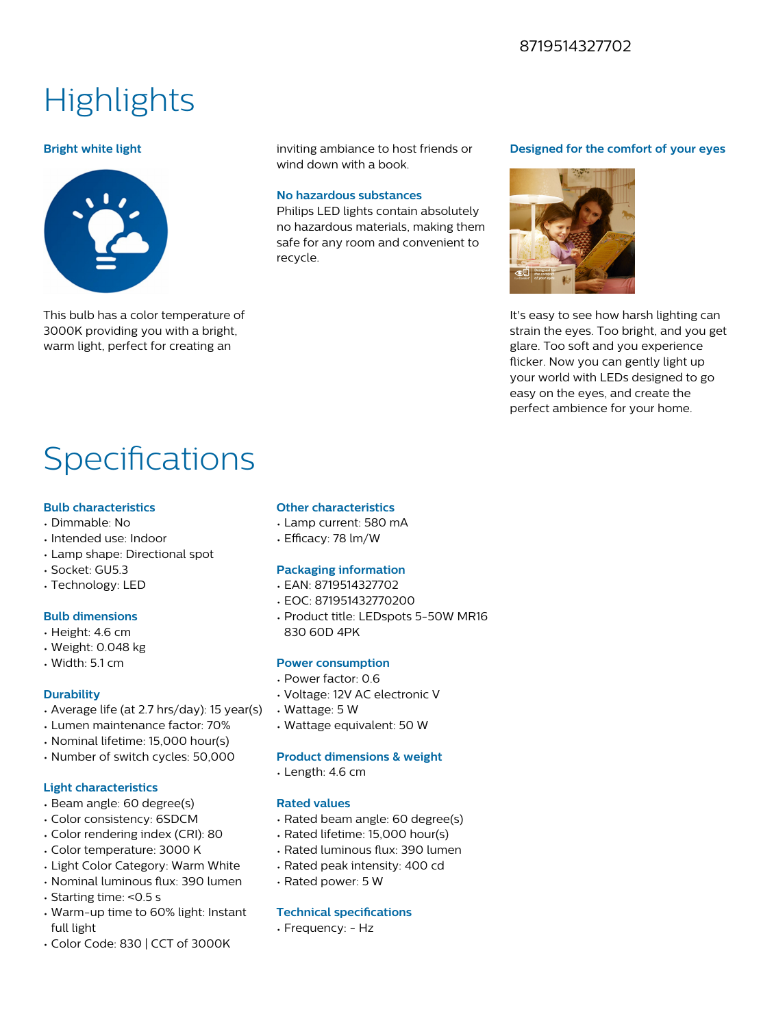8719514327702

# Highlights

### Bright white light

This bulb has a color temperature of 3000K providing you with a bright, warm light, perfect for creating an inviting ambiance to host friends or wind down with a book.

### No hazardous substances

Philips LED lights contain absolutely no hazardous materials, making them safe for any room and convenient to recycle.

### Designed for the comfort of your eyes

It's easy to see how harsh lighting can strain the eyes. Too bright, and you get glare. Too soft and you experience flicker. Now you can gently light up your world with LEDs designed to go easy on the eyes, and create the perfect ambience for your home.

# Specifications

### Bulb characteristics

- Dimmable: No
- Intended use: Indoor
- Lamp shape: Directional spot
- Socket: GU5.3
- Technology: LED

### Bulb dimensions

- Height: 4.6 cm
- Weight: 0.048 kg
- Width: 5.1 cm

### Durability

- Average life (at 2.7 hrs/day): 15 year(s)
- Lumen maintenance factor: 70%
- Nominal lifetime: 15,000 hour(s)
- Number of switch cycles: 50,000

### Light characteristics

- Beam angle: 60 degree(s)
- Color consistency: 6SDCM
- Color rendering index (CRI): 80
- Color temperature: 3000 K
- Light Color Category: Warm White
- Nominal luminous flux: 390 lumen
- Starting time: <0.5 s
- Warm-up time to 60% light: Instant full light
- Color Code: 830 | CCT of 3000K

### Other characteristics

- Lamp current: 580 mA
- Efficacy: 78 lm/W

### Packaging information

- EAN: 8719514327702
- EOC: 871951432770200
- Product title: LEDspots 5-50W MR16 830 60D 4PK

### Power consumption

- Power factor: 0.6
- Voltage: 12V AC electronic V
- Wattage: 5 W
- Wattage equivalent: 50 W

### Product dimensions & weight

- Length: 4.6 cm

### Rated values

- Rated beam angle: 60 degree(s)
- Rated lifetime: 15,000 hour(s)
- Rated luminous flux: 390 lumen
- Rated peak intensity: 400 cd
- Rated power: 5 W

### Technical specifications

- Frequency: - Hz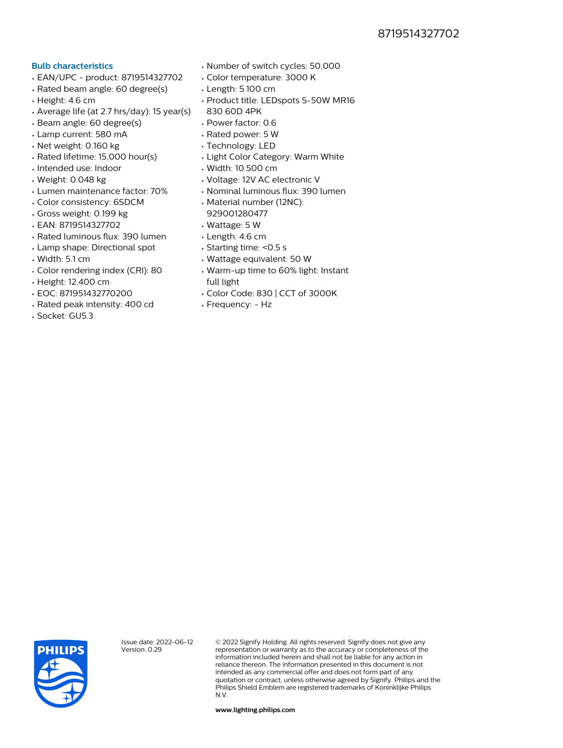## Bulb characteristics

- EAN/UPC - product: 8719514327702
- Rated beam angle: 60 degree(s)
- Height: 4.6 cm
- Average life (at 2.7 hrs/day): 15 year(s)
- Beam angle: 60 degree(s)
- Lamp current: 580 mA
- Net weight: 0.160 kg
- Rated lifetime: 15,000 hour(s)
- Intended use: Indoor
- Weight: 0.048 kg
- Lumen maintenance factor: 70%
- Color consistency: 6SDCM
- Gross weight: 0.199 kg
- EAN: 8719514327702
- Rated luminous flux: 390 lumen
- Lamp shape: Directional spot
- Width: 5.1 cm
- Color rendering index (CRI): 80
- Height: 12.400 cm
- EOC: 871951432770200
- Rated peak intensity: 400 cd
- Socket: GU5.3
- Number of switch cycles: 50,000
- Color temperature: 3000 K
- Length: 5.100 cm
- Product title: LEDspots 5-50W MR16 830 60D 4PK
- Power factor: 0.6
- Rated power: 5 W
- Technology: LED
- Light Color Category: Warm White
- Width: 10.500 cm
- Voltage: 12V AC electronic V
- Nominal luminous flux: 390 lumen
- Material number (12NC): 929001280477
- Wattage: 5 W
- Length: 4.6 cm
- Starting time: <0.5 s
- Wattage equivalent: 50 W
- Warm-up time to 60% light: Instant full light
- Color Code: 830 | CCT of 3000K
- Frequency: - Hz

Issue date: 2022-06-12
Version: 0.29

© 2022 Signify Holding. All rights reserved. Signify does not give any representation or warranty as to the accuracy or completeness of the information included herein and shall not be liable for any action in reliance thereon. The information presented in this document is not intended as any commercial offer and does not form part of any quotation or contract, unless otherwise agreed by Signify. Philips and the Philips Shield Emblem are registered trademarks of Koninklijke Philips N.V.

**www.lighting.philips.com**